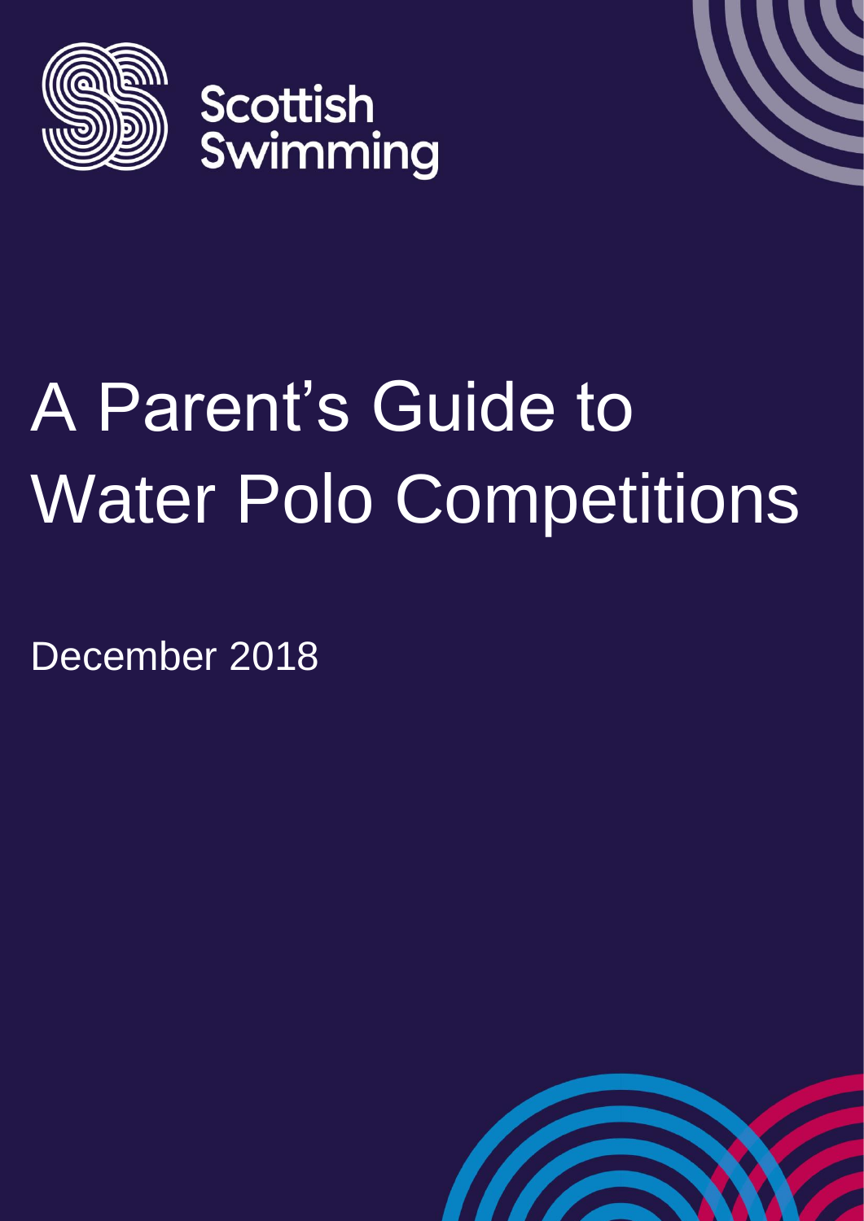Scottish Swimming

# A Parent's Guide to Water Polo Competitions

December 2018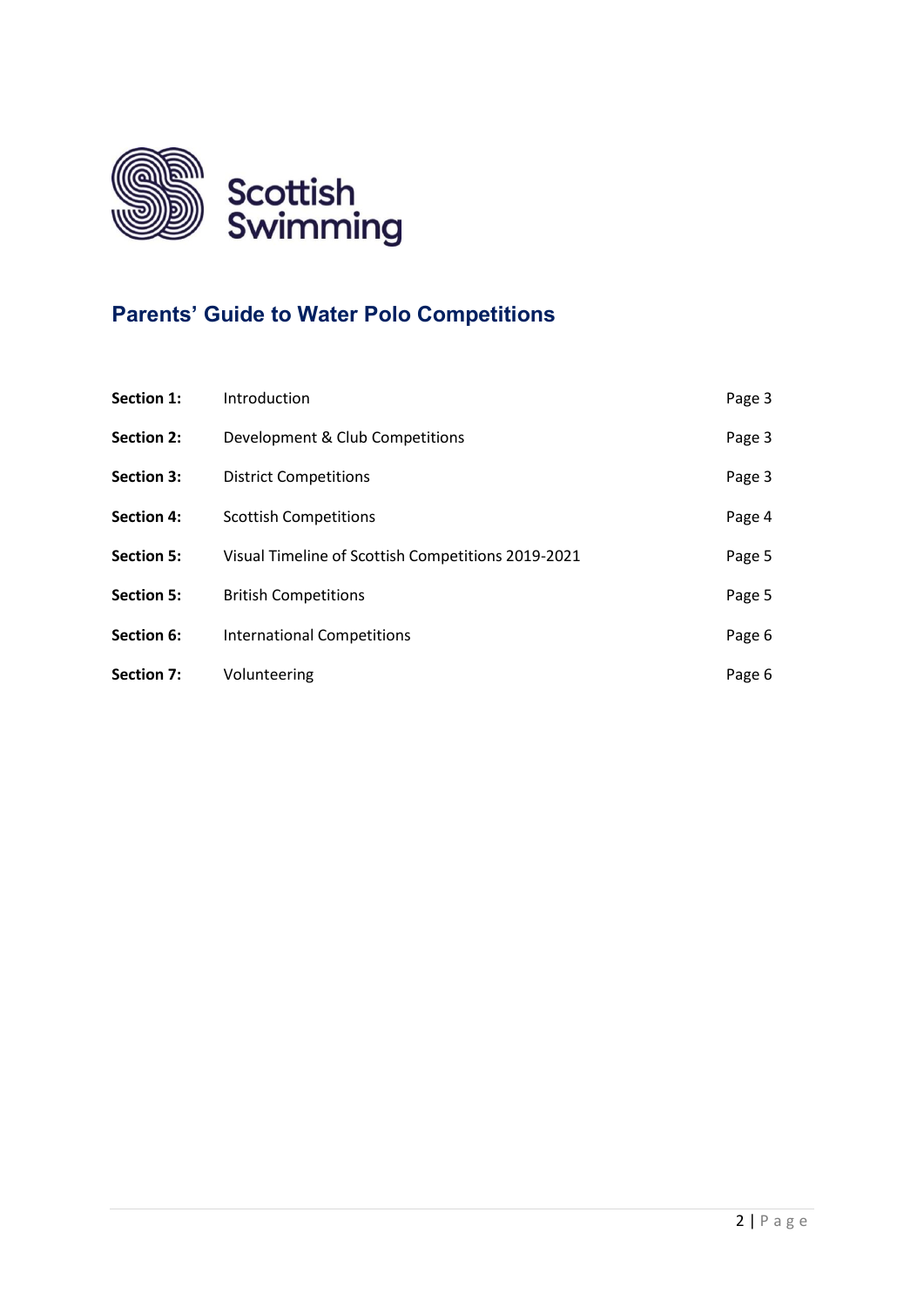Scottish Swimming

## Parents' Guide to Water Polo Competitions

| | | |
|---|---|---|
| **Section 1:** | Introduction | Page 3 |
| **Section 2:** | Development & Club Competitions | Page 3 |
| **Section 3:** | District Competitions | Page 3 |
| **Section 4:** | Scottish Competitions | Page 4 |
| **Section 5:** | Visual Timeline of Scottish Competitions 2019-2021 | Page 5 |
| **Section 5:** | British Competitions | Page 5 |
| **Section 6:** | International Competitions | Page 6 |
| **Section 7:** | Volunteering | Page 6 |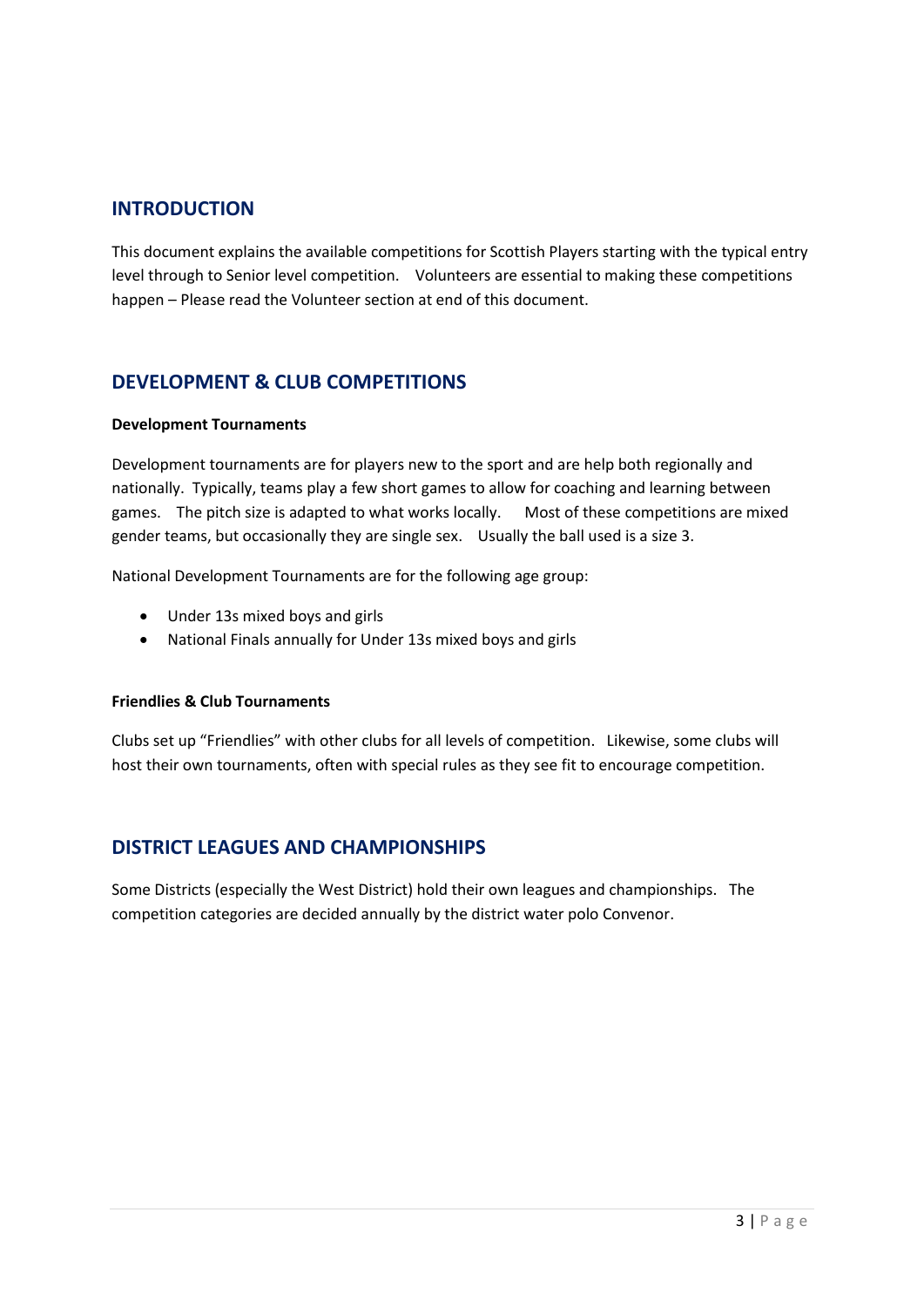## INTRODUCTION

This document explains the available competitions for Scottish Players starting with the typical entry level through to Senior level competition. Volunteers are essential to making these competitions happen – Please read the Volunteer section at end of this document.

## DEVELOPMENT & CLUB COMPETITIONS

**Development Tournaments**

Development tournaments are for players new to the sport and are help both regionally and nationally. Typically, teams play a few short games to allow for coaching and learning between games. The pitch size is adapted to what works locally. Most of these competitions are mixed gender teams, but occasionally they are single sex. Usually the ball used is a size 3.

National Development Tournaments are for the following age group:

- Under 13s mixed boys and girls
- National Finals annually for Under 13s mixed boys and girls

**Friendlies & Club Tournaments**

Clubs set up “Friendlies” with other clubs for all levels of competition. Likewise, some clubs will host their own tournaments, often with special rules as they see fit to encourage competition.

## DISTRICT LEAGUES AND CHAMPIONSHIPS

Some Districts (especially the West District) hold their own leagues and championships. The competition categories are decided annually by the district water polo Convenor.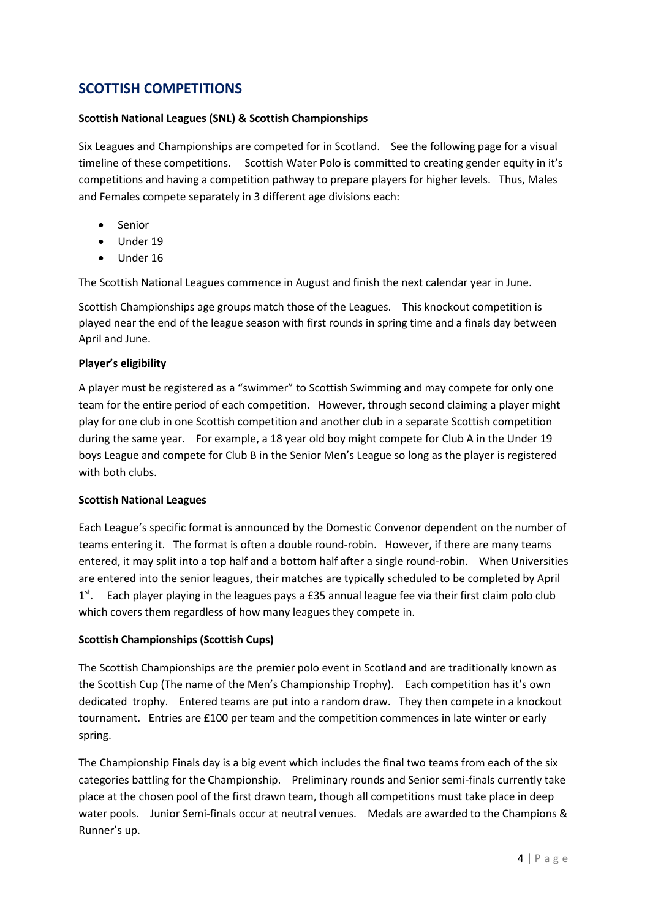## SCOTTISH COMPETITIONS

**Scottish National Leagues (SNL) & Scottish Championships**

Six Leagues and Championships are competed for in Scotland. See the following page for a visual timeline of these competitions. Scottish Water Polo is committed to creating gender equity in it's competitions and having a competition pathway to prepare players for higher levels. Thus, Males and Females compete separately in 3 different age divisions each:

- Senior
- Under 19
- Under 16

The Scottish National Leagues commence in August and finish the next calendar year in June.

Scottish Championships age groups match those of the Leagues. This knockout competition is played near the end of the league season with first rounds in spring time and a finals day between April and June.

**Player's eligibility**

A player must be registered as a "swimmer" to Scottish Swimming and may compete for only one team for the entire period of each competition. However, through second claiming a player might play for one club in one Scottish competition and another club in a separate Scottish competition during the same year. For example, a 18 year old boy might compete for Club A in the Under 19 boys League and compete for Club B in the Senior Men's League so long as the player is registered with both clubs.

**Scottish National Leagues**

Each League's specific format is announced by the Domestic Convenor dependent on the number of teams entering it. The format is often a double round-robin. However, if there are many teams entered, it may split into a top half and a bottom half after a single round-robin. When Universities are entered into the senior leagues, their matches are typically scheduled to be completed by April 1st. Each player playing in the leagues pays a £35 annual league fee via their first claim polo club which covers them regardless of how many leagues they compete in.

**Scottish Championships (Scottish Cups)**

The Scottish Championships are the premier polo event in Scotland and are traditionally known as the Scottish Cup (The name of the Men's Championship Trophy). Each competition has it's own dedicated trophy. Entered teams are put into a random draw. They then compete in a knockout tournament. Entries are £100 per team and the competition commences in late winter or early spring.

The Championship Finals day is a big event which includes the final two teams from each of the six categories battling for the Championship. Preliminary rounds and Senior semi-finals currently take place at the chosen pool of the first drawn team, though all competitions must take place in deep water pools. Junior Semi-finals occur at neutral venues. Medals are awarded to the Champions & Runner's up.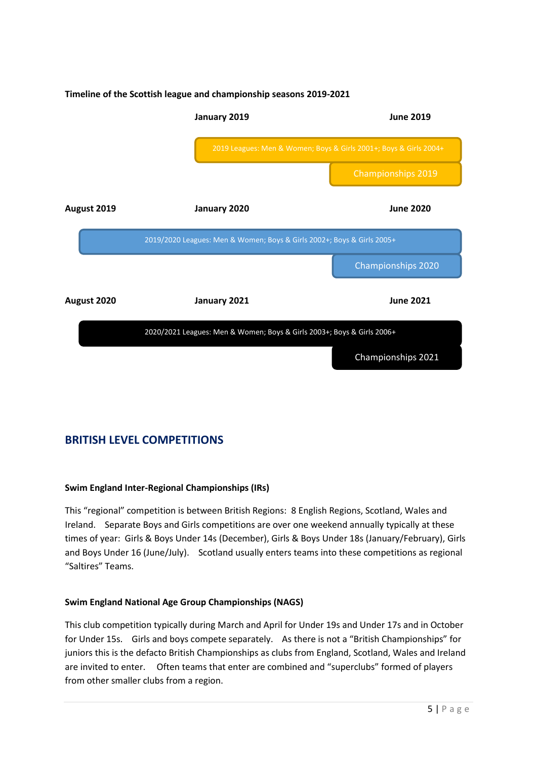**Timeline of the Scottish league and championship seasons 2019-2021**

**January 2019** | **June 2019**

2019 Leagues: Men & Women; Boys & Girls 2001+; Boys & Girls 2004+

Championships 2019

**August 2019** | **January 2020** | **June 2020**

2019/2020 Leagues: Men & Women; Boys & Girls 2002+; Boys & Girls 2005+

Championships 2020

**August 2020** | **January 2021** | **June 2021**

2020/2021 Leagues: Men & Women; Boys & Girls 2003+; Boys & Girls 2006+

Championships 2021

## BRITISH LEVEL COMPETITIONS

**Swim England Inter-Regional Championships (IRs)**

This "regional" competition is between British Regions: 8 English Regions, Scotland, Wales and Ireland. Separate Boys and Girls competitions are over one weekend annually typically at these times of year: Girls & Boys Under 14s (December), Girls & Boys Under 18s (January/February), Girls and Boys Under 16 (June/July). Scotland usually enters teams into these competitions as regional "Saltires" Teams.

**Swim England National Age Group Championships (NAGS)**

This club competition typically during March and April for Under 19s and Under 17s and in October for Under 15s. Girls and boys compete separately. As there is not a "British Championships" for juniors this is the defacto British Championships as clubs from England, Scotland, Wales and Ireland are invited to enter. Often teams that enter are combined and "superclubs" formed of players from other smaller clubs from a region.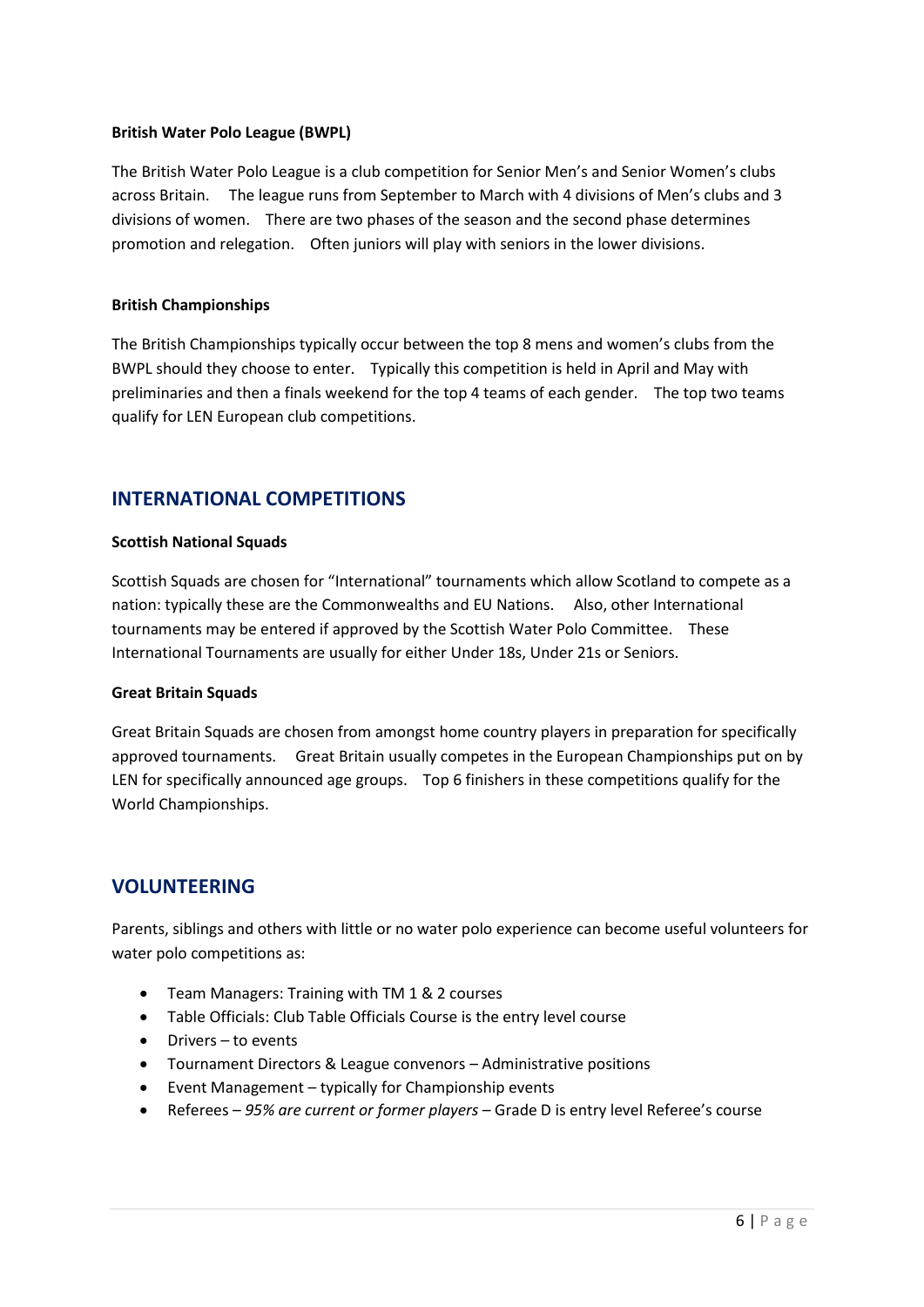**British Water Polo League (BWPL)**

The British Water Polo League is a club competition for Senior Men's and Senior Women's clubs across Britain. The league runs from September to March with 4 divisions of Men's clubs and 3 divisions of women. There are two phases of the season and the second phase determines promotion and relegation. Often juniors will play with seniors in the lower divisions.

**British Championships**

The British Championships typically occur between the top 8 mens and women's clubs from the BWPL should they choose to enter. Typically this competition is held in April and May with preliminaries and then a finals weekend for the top 4 teams of each gender. The top two teams qualify for LEN European club competitions.

## INTERNATIONAL COMPETITIONS

**Scottish National Squads**

Scottish Squads are chosen for "International" tournaments which allow Scotland to compete as a nation: typically these are the Commonwealths and EU Nations. Also, other International tournaments may be entered if approved by the Scottish Water Polo Committee. These International Tournaments are usually for either Under 18s, Under 21s or Seniors.

**Great Britain Squads**

Great Britain Squads are chosen from amongst home country players in preparation for specifically approved tournaments. Great Britain usually competes in the European Championships put on by LEN for specifically announced age groups. Top 6 finishers in these competitions qualify for the World Championships.

## VOLUNTEERING

Parents, siblings and others with little or no water polo experience can become useful volunteers for water polo competitions as:

- Team Managers: Training with TM 1 & 2 courses
- Table Officials: Club Table Officials Course is the entry level course
- Drivers – to events
- Tournament Directors & League convenors – Administrative positions
- Event Management – typically for Championship events
- Referees – *95% are current or former players* – Grade D is entry level Referee's course